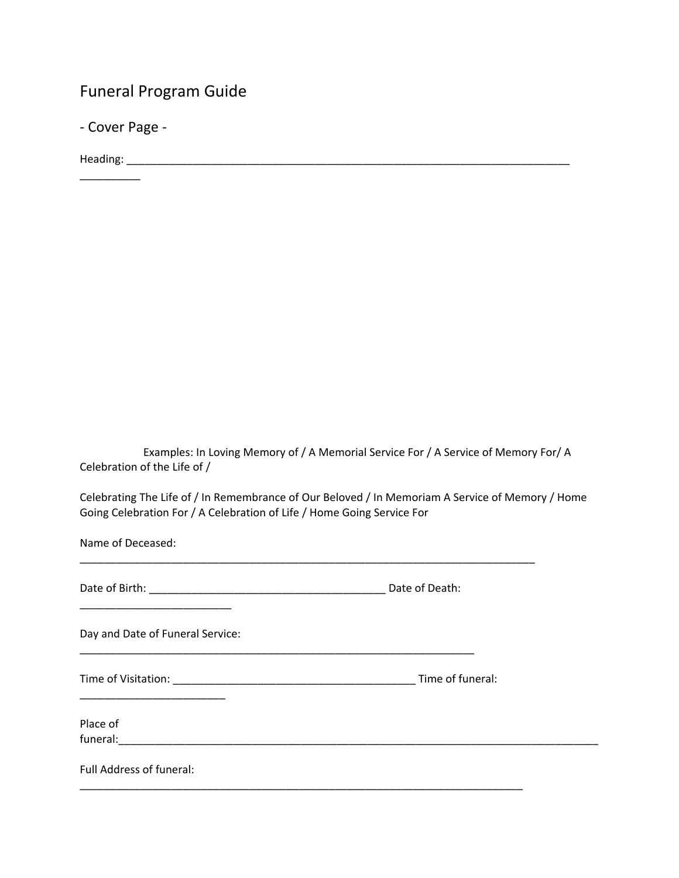# Funeral Program Guide

## - Cover Page -

Heading: ____________________________________________________________________________
__________

Examples: In Loving Memory of / A Memorial Service For / A Service of Memory For/ A Celebration of the Life of /

Celebrating The Life of / In Remembrance of Our Beloved / In Memoriam A Service of Memory / Home Going Celebration For / A Celebration of Life / Home Going Service For

Name of Deceased:
______________________________________________________________________________

Date of Birth: ________________________________________ Date of Death:
__________________________

Day and Date of Funeral Service:
___________________________________________________________________

Time of Visitation: ________________________________________ Time of funeral:
_________________________

Place of funeral:_________________________________________________________________________________

Full Address of funeral:
___________________________________________________________________________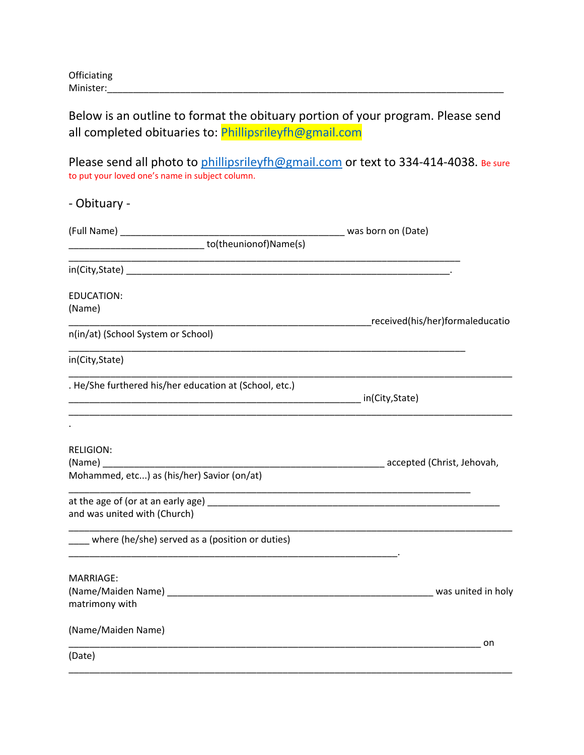Officiating Minister:___________________________________________________________________________

Below is an outline to format the obituary portion of your program. Please send all completed obituaries to: Phillipsrileyfh@gmail.com

Please send all photo to phillipsrileyfh@gmail.com or text to 334-414-4038. Be sure to put your loved one's name in subject column.

- Obituary -

(Full Name) __________________________________________ was born on (Date) _________________________ to(theunionof)Name(s) __________________________________________________________________________ in(City,State) _____________________________________________________________.

EDUCATION:
(Name) __________________________________________________________received(his/her)formaleducation(in/at) (School System or School) ___________________________________________________________________________ in(City,State) _____________________________________________________________________________________. He/She furthered his/her education at (School, etc.) ________________________________________________________ in(City,State) _____________________________________________________________________________________.

RELIGION:
(Name) _____________________________________________________ accepted (Christ, Jehovah, Mohammed, etc...) as (his/her) Savior (on/at) ____________________________________________________________________________ at the age of (or at an early age) ________________________________________________________ and was united with (Church) _____________________________________________________________________________________ ____ where (he/she) served as a (position or duties) ______________________________________________________________.

MARRIAGE:
(Name/Maiden Name) ___________________________________________________ was united in holy matrimony with

(Name/Maiden Name) ______________________________________________________________________________ on (Date) _____________________________________________________________________________________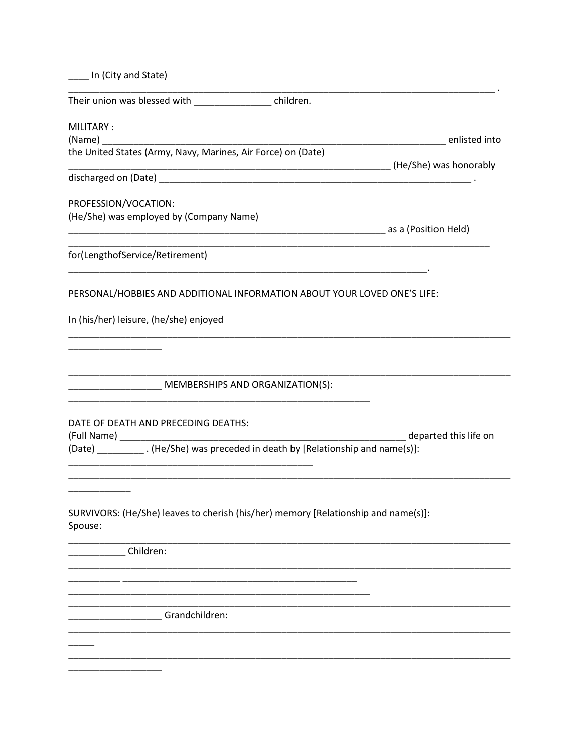____ In (City and State)
_____________________________________________________________________________________ .
Their union was blessed with _______________ children.

MILITARY :
(Name) _____________________________________________________________________ enlisted into
the United States (Army, Navy, Marines, Air Force) on (Date)
_________________________________________________________________ (He/She) was honorably
discharged on (Date) _______________________________________________________________ .

PROFESSION/VOCATION:
(He/She) was employed by (Company Name)
_______________________________________________________________ as a (Position Held)
_____________________________________________________________________________________
for(LengthofService/Retirement)
________________________________________________________________________.

PERSONAL/HOBBIES AND ADDITIONAL INFORMATION ABOUT YOUR LOVED ONE'S LIFE:

In (his/her) leisure, (he/she) enjoyed
_________________________________________________________________________________________
__________________

_________________________________________________________________________________________
__________________ MEMBERSHIPS AND ORGANIZATION(S):
_____________________________________________________________

DATE OF DEATH AND PRECEDING DEATHS:
(Full Name) ___________________________________________________________ departed this life on
(Date) _________ . (He/She) was preceded in death by [Relationship and name(s)]:
_________________________________________________
_________________________________________________________________________________________
____________

SURVIVORS: (He/She) leaves to cherish (his/her) memory [Relationship and name(s)]:
Spouse:
_________________________________________________________________________________________
___________ Children:
_________________________________________________________________________________________
__________ _______________________________________________
_____________________________________________________________
_________________________________________________________________________________________
__________________ Grandchildren:
_________________________________________________________________________________________
_____
_________________________________________________________________________________________
__________________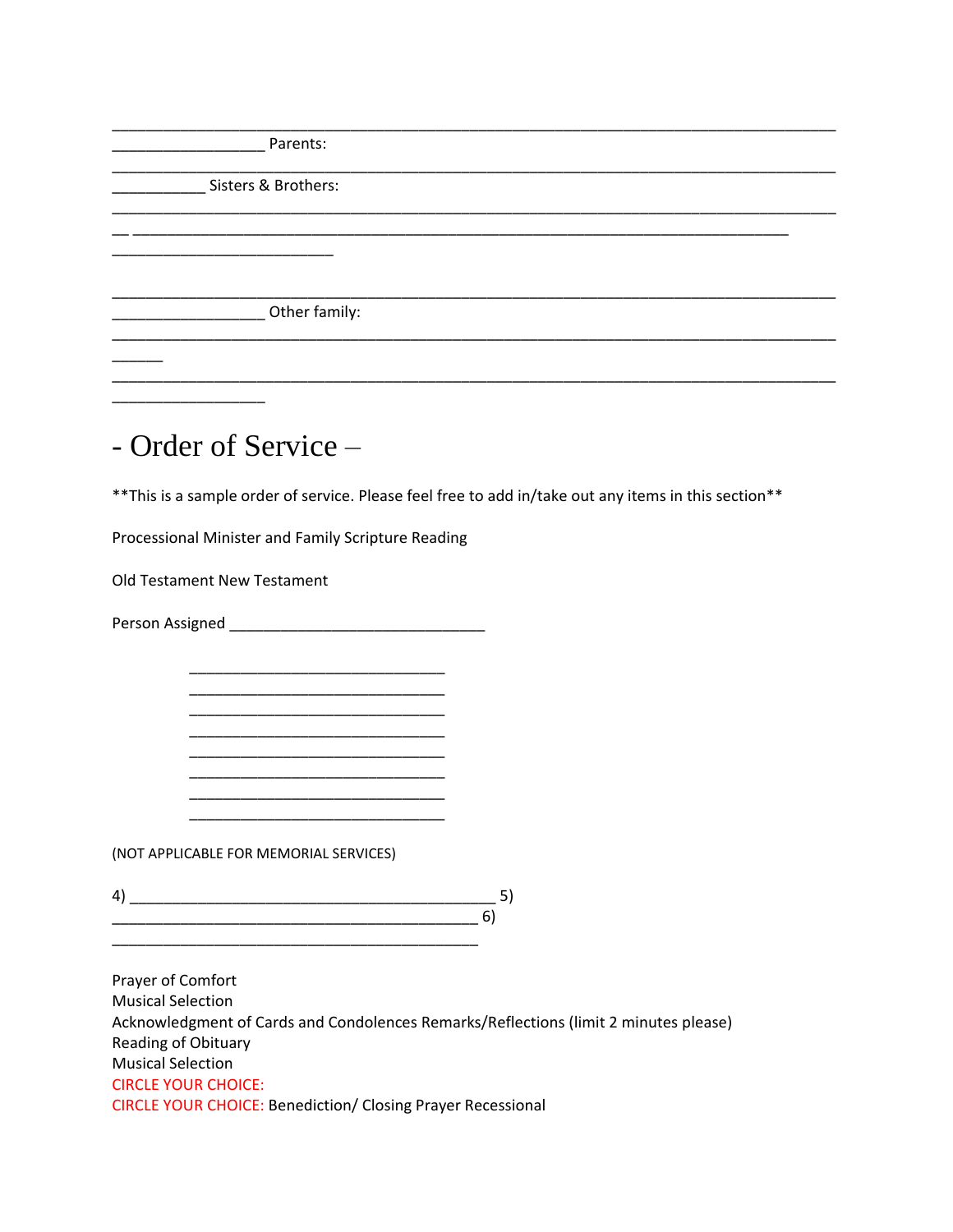________________________________________________________________________________
__________________ Parents:
________________________________________________________________________________
___________ Sisters & Brothers:
________________________________________________________________________________
__ ____________________________________________________________________________
__________________________

________________________________________________________________________________
__________________ Other family:
________________________________________________________________________________
______
________________________________________________________________________________
__________________

# - Order of Service –

**This is a sample order of service. Please feel free to add in/take out any items in this section**

Processional Minister and Family Scripture Reading

Old Testament New Testament

Person Assigned ______________________________

______________________________
______________________________
______________________________
______________________________
______________________________
______________________________
______________________________
______________________________

(NOT APPLICABLE FOR MEMORIAL SERVICES)

4) __________________________________________ 5)
__________________________________________ 6)
__________________________________________

Prayer of Comfort
Musical Selection
Acknowledgment of Cards and Condolences Remarks/Reflections (limit 2 minutes please)
Reading of Obituary
Musical Selection
CIRCLE YOUR CHOICE:
CIRCLE YOUR CHOICE: Benediction/ Closing Prayer Recessional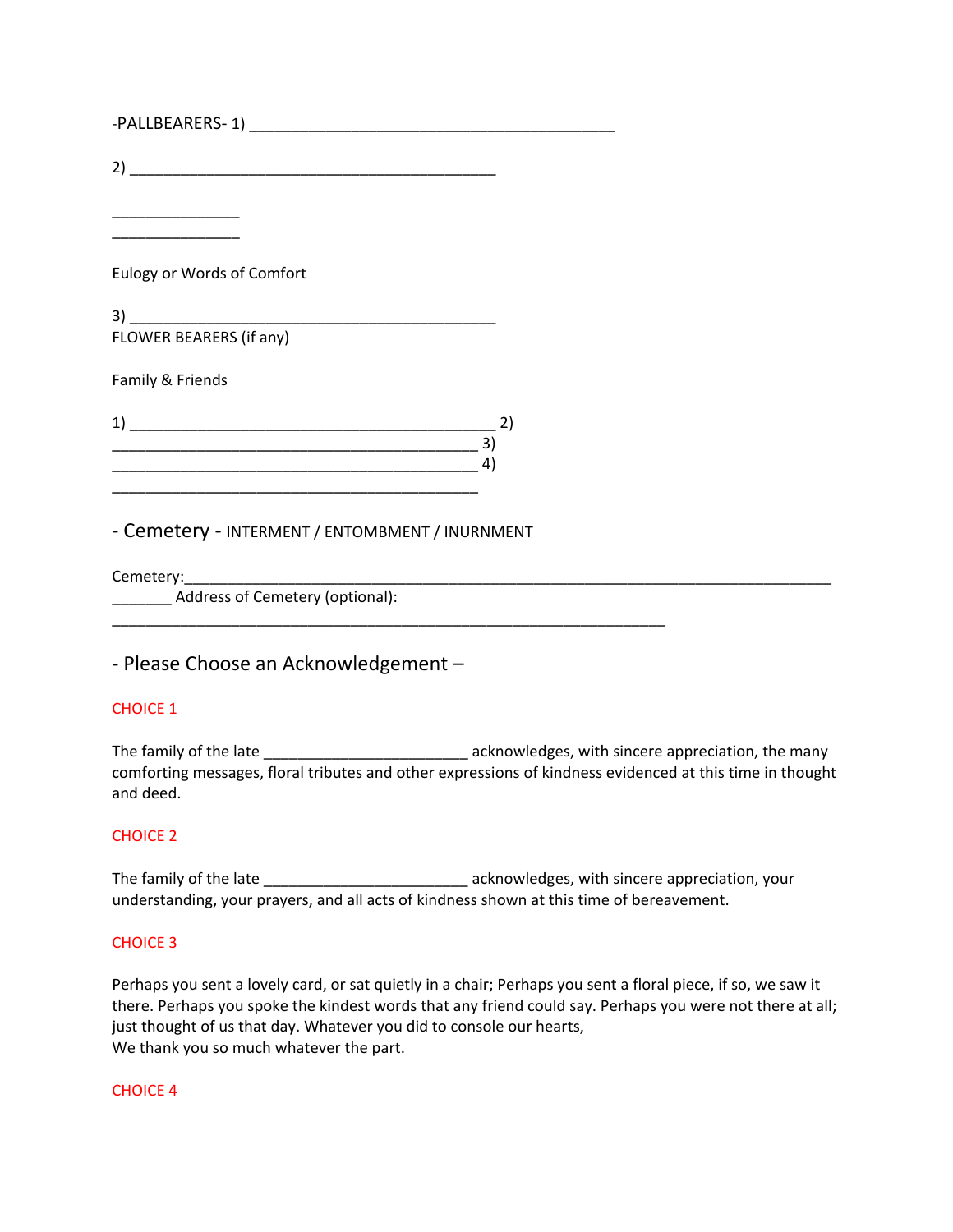-PALLBEARERS- 1) ___________________________________________

2) ___________________________________________

_______________
_______________

Eulogy or Words of Comfort

3) ___________________________________________
FLOWER BEARERS (if any)

Family & Friends

1) ___________________________________________ 2)
___________________________________________ 3)
___________________________________________ 4)
___________________________________________

## - Cemetery - INTERMENT / ENTOMBMENT / INURNMENT

Cemetery:_____________________________________________________________________________
_______ Address of Cemetery (optional):
_________________________________________________________________

## - Please Choose an Acknowledgement –

CHOICE 1

The family of the late ________________________ acknowledges, with sincere appreciation, the many comforting messages, floral tributes and other expressions of kindness evidenced at this time in thought and deed.

CHOICE 2

The family of the late ________________________ acknowledges, with sincere appreciation, your understanding, your prayers, and all acts of kindness shown at this time of bereavement.

CHOICE 3

Perhaps you sent a lovely card, or sat quietly in a chair; Perhaps you sent a floral piece, if so, we saw it there. Perhaps you spoke the kindest words that any friend could say. Perhaps you were not there at all; just thought of us that day. Whatever you did to console our hearts,
We thank you so much whatever the part.

CHOICE 4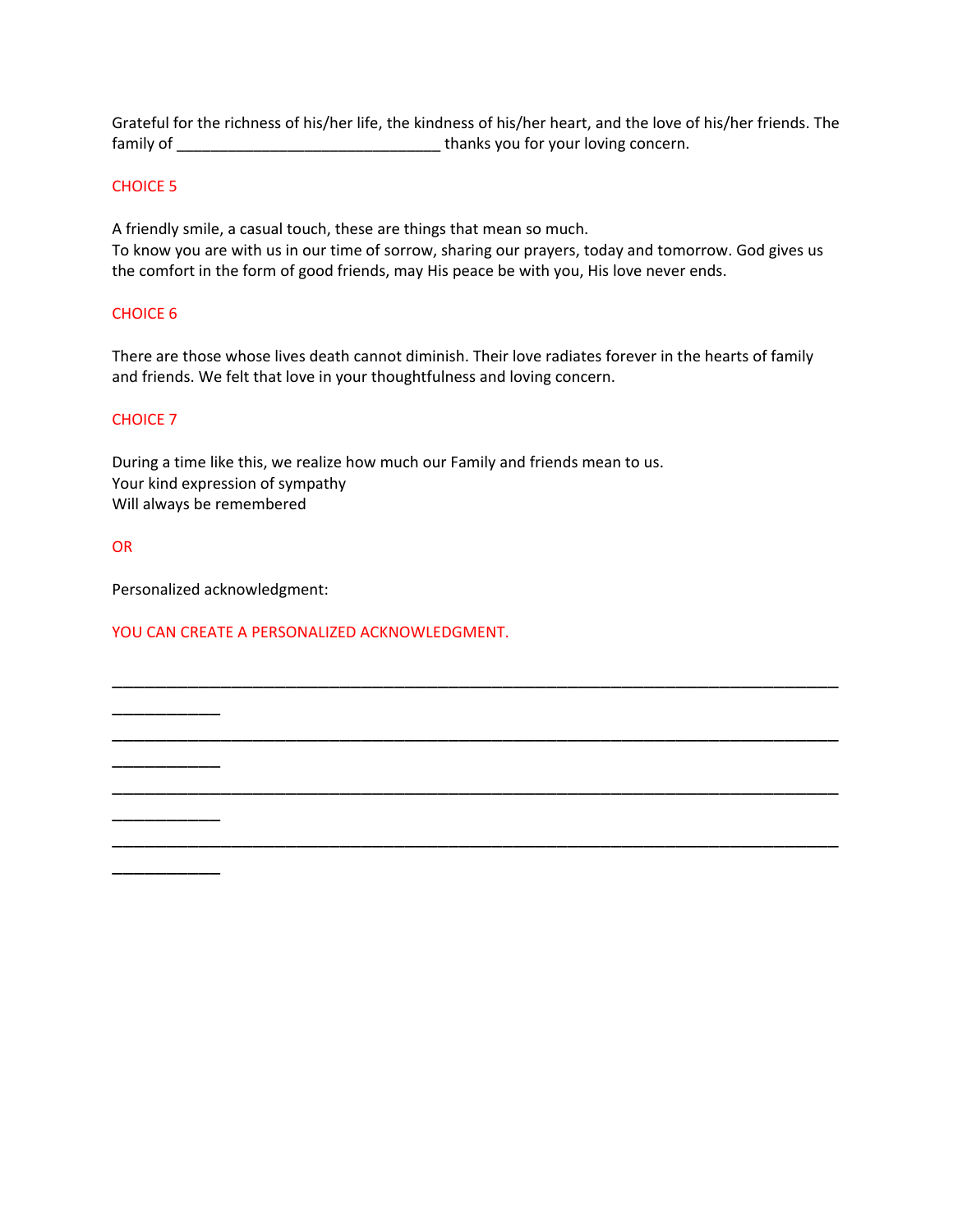Grateful for the richness of his/her life, the kindness of his/her heart, and the love of his/her friends. The family of _______________________________ thanks you for your loving concern.

CHOICE 5

A friendly smile, a casual touch, these are things that mean so much.
To know you are with us in our time of sorrow, sharing our prayers, today and tomorrow. God gives us the comfort in the form of good friends, may His peace be with you, His love never ends.

CHOICE 6

There are those whose lives death cannot diminish. Their love radiates forever in the hearts of family and friends. We felt that love in your thoughtfulness and loving concern.

CHOICE 7

During a time like this, we realize how much our Family and friends mean to us.
Your kind expression of sympathy
Will always be remembered

OR

Personalized acknowledgment:

YOU CAN CREATE A PERSONALIZED ACKNOWLEDGMENT.

_____________________________________________________________________________________________

_____________________________________________________________________________________________

_____________________________________________________________________________________________

_____________________________________________________________________________________________